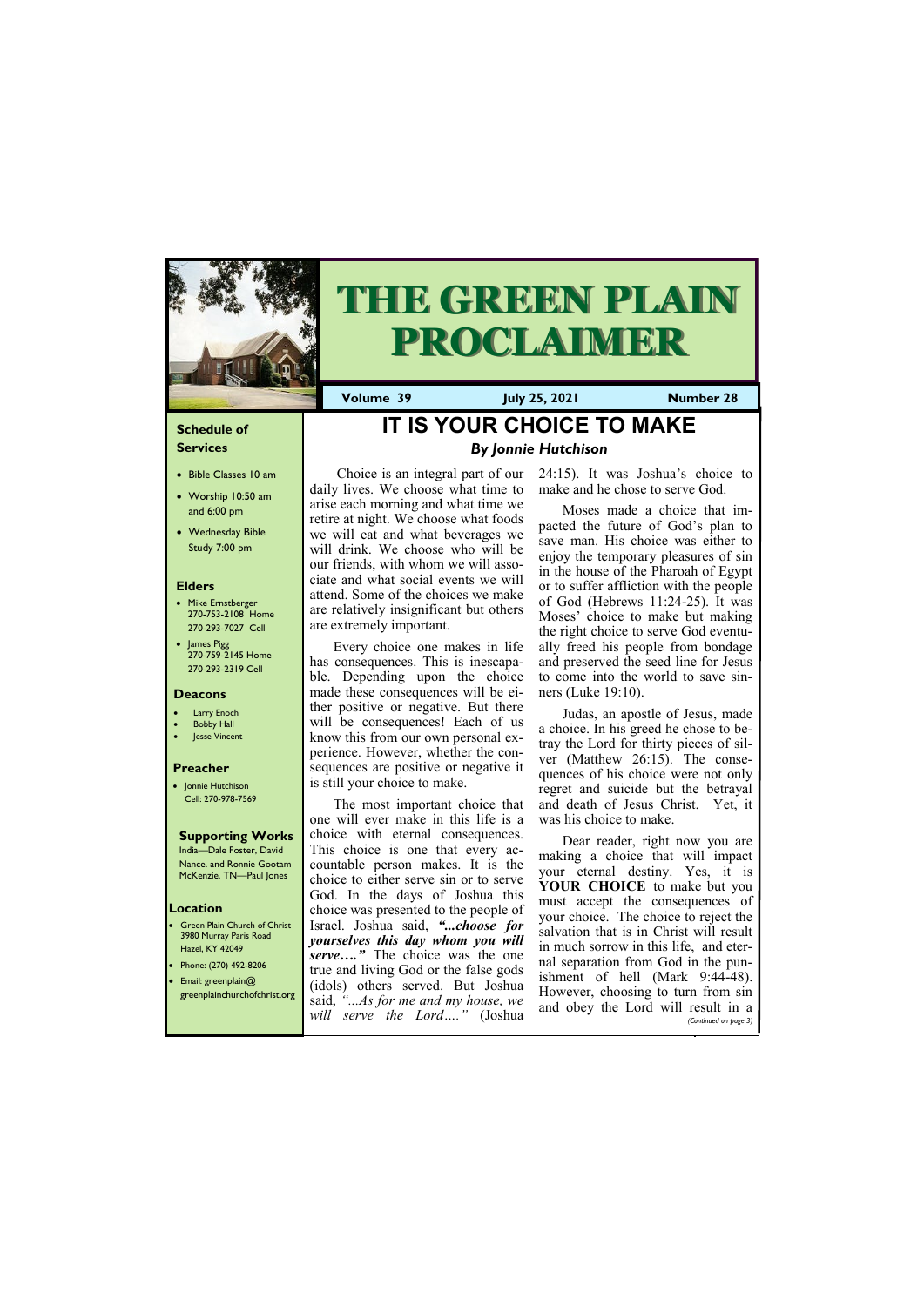# THE GREEN PLAIN PROCLAIMER

**Volume 39** | **July 25, 2021** | **Number 28**

## Schedule of Services

- Bible Classes 10 am
- Worship 10:50 am and 6:00 pm
- Wednesday Bible Study 7:00 pm

## Elders

- Mike Ernstberger 270-753-2108 Home 270-293-7027 Cell
- James Pigg 270-759-2145 Home 270-293-2319 Cell

## Deacons

- Larry Enoch
- Bobby Hall
- Jesse Vincent

## Preacher

- Jonnie Hutchison Cell: 270-978-7569

## Supporting Works

India—Dale Foster, David Nance. and Ronnie Gootam McKenzie, TN—Paul Jones

## Location

- Green Plain Church of Christ 3980 Murray Paris Road Hazel, KY 42049
- Phone: (270) 492-8206
- Email: greenplain@greenplainchurchofchrist.org

# IT IS YOUR CHOICE TO MAKE

***By Jonnie Hutchison***

Choice is an integral part of our daily lives. We choose what time to arise each morning and what time we retire at night. We choose what foods we will eat and what beverages we will drink. We choose who will be our friends, with whom we will associate and what social events we will attend. Some of the choices we make are relatively insignificant but others are extremely important.

Every choice one makes in life has consequences. This is inescapable. Depending upon the choice made these consequences will be either positive or negative. But there will be consequences! Each of us know this from our own personal experience. However, whether the consequences are positive or negative it is still your choice to make.

The most important choice that one will ever make in this life is a choice with eternal consequences. This choice is one that every accountable person makes. It is the choice to either serve sin or to serve God. In the days of Joshua this choice was presented to the people of Israel. Joshua said, ***"...choose for yourselves this day whom you will serve…."*** The choice was the one true and living God or the false gods (idols) others served. But Joshua said, *"...As for me and my house, we will serve the Lord…."* (Joshua 24:15). It was Joshua's choice to make and he chose to serve God.

Moses made a choice that impacted the future of God's plan to save man. His choice was either to enjoy the temporary pleasures of sin in the house of the Pharoah of Egypt or to suffer affliction with the people of God (Hebrews 11:24-25). It was Moses' choice to make but making the right choice to serve God eventually freed his people from bondage and preserved the seed line for Jesus to come into the world to save sinners (Luke 19:10).

Judas, an apostle of Jesus, made a choice. In his greed he chose to betray the Lord for thirty pieces of silver (Matthew 26:15). The consequences of his choice were not only regret and suicide but the betrayal and death of Jesus Christ. Yet, it was his choice to make.

Dear reader, right now you are making a choice that will impact your eternal destiny. Yes, it is **YOUR CHOICE** to make but you must accept the consequences of your choice. The choice to reject the salvation that is in Christ will result in much sorrow in this life, and eternal separation from God in the punishment of hell (Mark 9:44-48). However, choosing to turn from sin and obey the Lord will result in a

*(Continued on page 3)*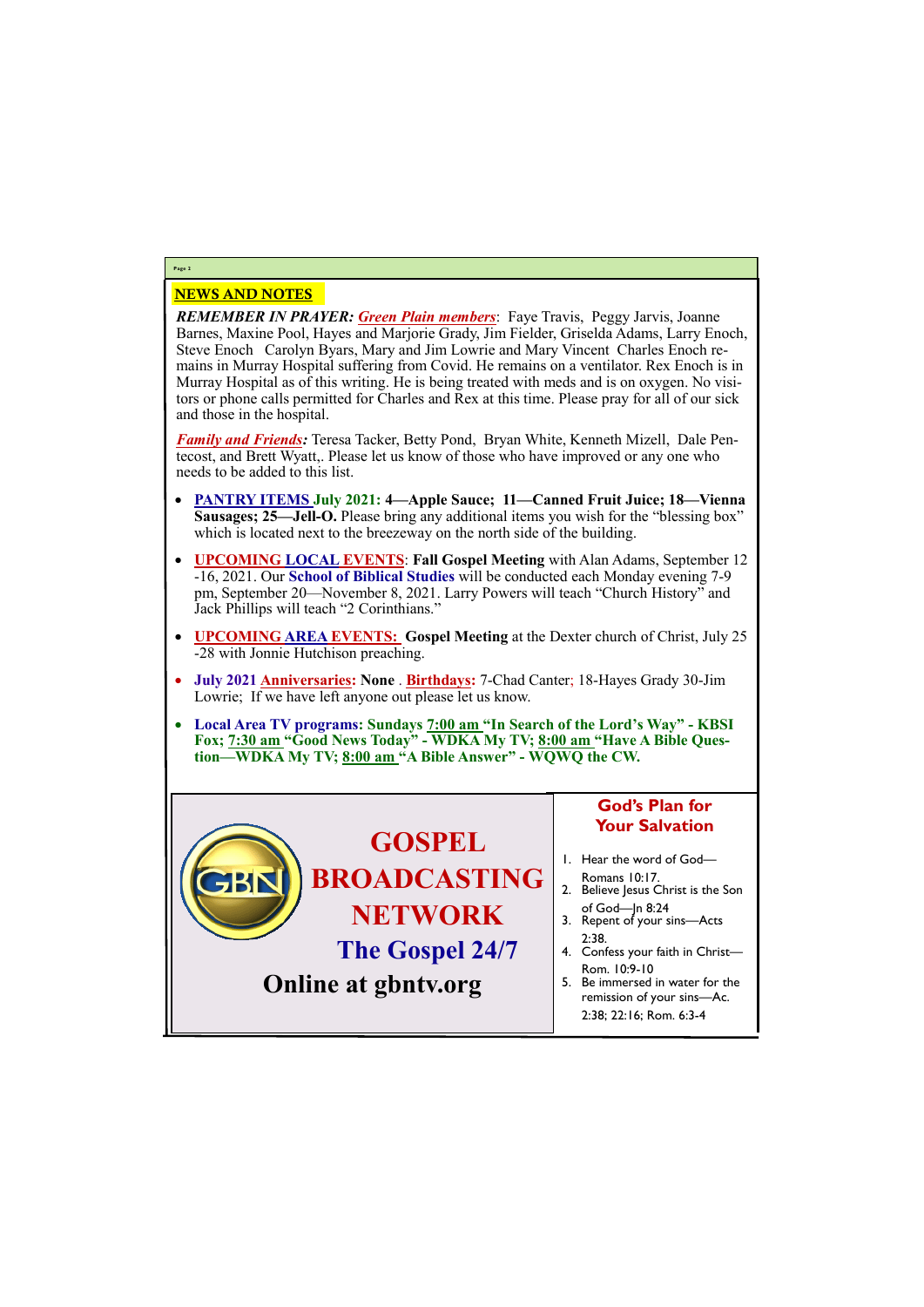## NEWS AND NOTES

***REMEMBER IN PRAYER:*** ***Green Plain members***: Faye Travis, Peggy Jarvis, Joanne Barnes, Maxine Pool, Hayes and Marjorie Grady, Jim Fielder, Griselda Adams, Larry Enoch, Steve Enoch Carolyn Byars, Mary and Jim Lowrie and Mary Vincent Charles Enoch remains in Murray Hospital suffering from Covid. He remains on a ventilator. Rex Enoch is in Murray Hospital as of this writing. He is being treated with meds and is on oxygen. No visitors or phone calls permitted for Charles and Rex at this time. Please pray for all of our sick and those in the hospital.

***Family and Friends:*** Teresa Tacker, Betty Pond, Bryan White, Kenneth Mizell, Dale Pentecost, and Brett Wyatt,. Please let us know of those who have improved or any one who needs to be added to this list.

- **PANTRY ITEMS July 2021: 4—Apple Sauce; 11—Canned Fruit Juice; 18—Vienna Sausages; 25—Jell-O.** Please bring any additional items you wish for the "blessing box" which is located next to the breezeway on the north side of the building.
- **UPCOMING LOCAL EVENTS**: **Fall Gospel Meeting** with Alan Adams, September 12 -16, 2021. Our **School of Biblical Studies** will be conducted each Monday evening 7-9 pm, September 20—November 8, 2021. Larry Powers will teach "Church History" and Jack Phillips will teach "2 Corinthians."
- **UPCOMING AREA EVENTS: Gospel Meeting** at the Dexter church of Christ, July 25 -28 with Jonnie Hutchison preaching.
- **July 2021 Anniversaries: None** . **Birthdays:** 7-Chad Canter; 18-Hayes Grady 30-Jim Lowrie; If we have left anyone out please let us know.
- **Local Area TV programs: Sundays 7:00 am "In Search of the Lord's Way" - KBSI Fox; 7:30 am "Good News Today" - WDKA My TV; 8:00 am "Have A Bible Question—WDKA My TV; 8:00 am "A Bible Answer" - WQWQ the CW.**

**GOSPEL BROADCASTING NETWORK**

**The Gospel 24/7**

**Online at gbntv.org**

### God's Plan for Your Salvation

1. Hear the word of God—Romans 10:17.
2. Believe Jesus Christ is the Son of God—Jn 8:24
3. Repent of your sins—Acts 2:38.
4. Confess your faith in Christ—Rom. 10:9-10
5. Be immersed in water for the remission of your sins—Ac. 2:38; 22:16; Rom. 6:3-4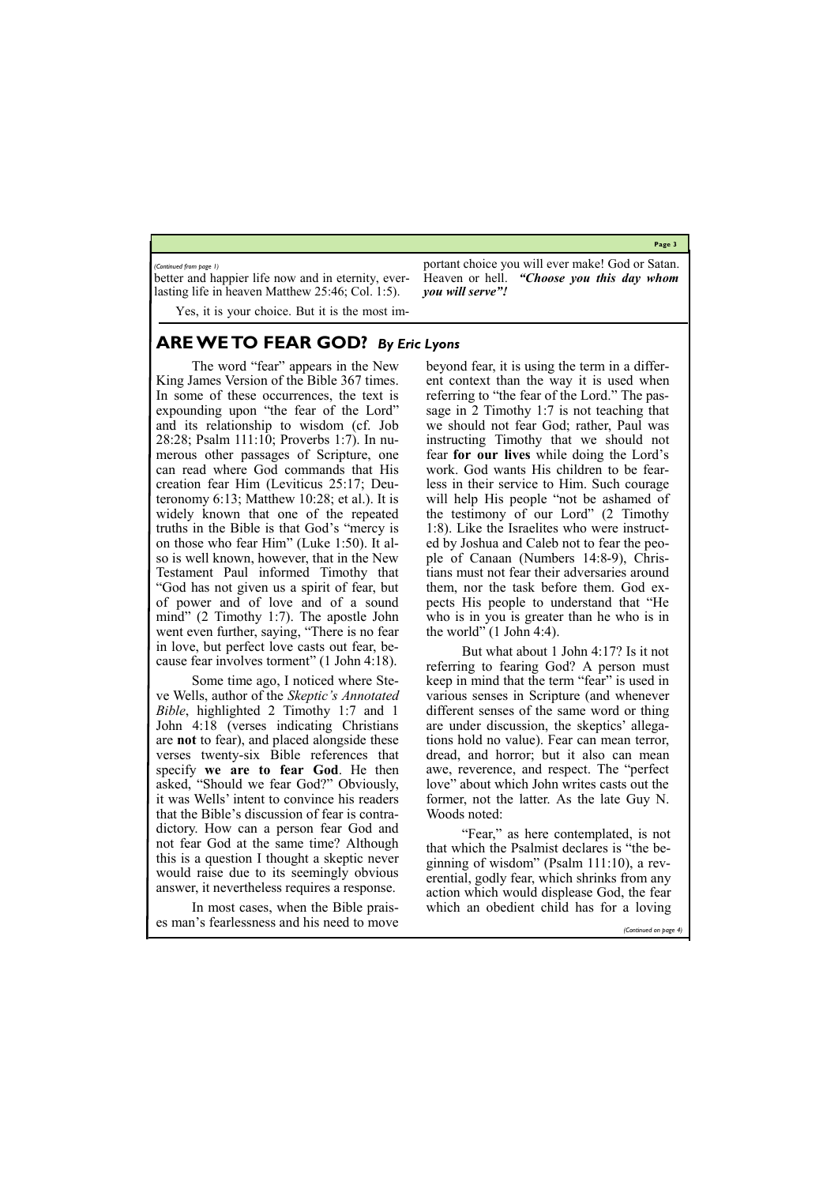*(Continued from page 1)*

better and happier life now and in eternity, everlasting life in heaven Matthew 25:46; Col. 1:5).

Yes, it is your choice. But it is the most important choice you will ever make! God or Satan. Heaven or hell. ***"Choose you this day whom you will serve"!***

## ARE WE TO FEAR GOD? *By Eric Lyons*

The word "fear" appears in the New King James Version of the Bible 367 times. In some of these occurrences, the text is expounding upon "the fear of the Lord" and its relationship to wisdom (cf. Job 28:28; Psalm 111:10; Proverbs 1:7). In numerous other passages of Scripture, one can read where God commands that His creation fear Him (Leviticus 25:17; Deuteronomy 6:13; Matthew 10:28; et al.). It is widely known that one of the repeated truths in the Bible is that God's "mercy is on those who fear Him" (Luke 1:50). It also is well known, however, that in the New Testament Paul informed Timothy that "God has not given us a spirit of fear, but of power and of love and of a sound mind" (2 Timothy 1:7). The apostle John went even further, saying, "There is no fear in love, but perfect love casts out fear, because fear involves torment" (1 John 4:18).

Some time ago, I noticed where Steve Wells, author of the *Skeptic's Annotated Bible*, highlighted 2 Timothy 1:7 and 1 John 4:18 (verses indicating Christians are **not** to fear), and placed alongside these verses twenty-six Bible references that specify **we are to fear God**. He then asked, "Should we fear God?" Obviously, it was Wells' intent to convince his readers that the Bible's discussion of fear is contradictory. How can a person fear God and not fear God at the same time? Although this is a question I thought a skeptic never would raise due to its seemingly obvious answer, it nevertheless requires a response.

In most cases, when the Bible praises man's fearlessness and his need to move beyond fear, it is using the term in a different context than the way it is used when referring to "the fear of the Lord." The passage in 2 Timothy 1:7 is not teaching that we should not fear God; rather, Paul was instructing Timothy that we should not fear **for our lives** while doing the Lord's work. God wants His children to be fearless in their service to Him. Such courage will help His people "not be ashamed of the testimony of our Lord" (2 Timothy 1:8). Like the Israelites who were instructed by Joshua and Caleb not to fear the people of Canaan (Numbers 14:8-9), Christians must not fear their adversaries around them, nor the task before them. God expects His people to understand that "He who is in you is greater than he who is in the world" (1 John 4:4).

But what about 1 John 4:17? Is it not referring to fearing God? A person must keep in mind that the term "fear" is used in various senses in Scripture (and whenever different senses of the same word or thing are under discussion, the skeptics' allegations hold no value). Fear can mean terror, dread, and horror; but it also can mean awe, reverence, and respect. The "perfect love" about which John writes casts out the former, not the latter. As the late Guy N. Woods noted:

> "Fear," as here contemplated, is not that which the Psalmist declares is "the beginning of wisdom" (Psalm 111:10), a reverential, godly fear, which shrinks from any action which would displease God, the fear which an obedient child has for a loving

*(Continued on page 4)*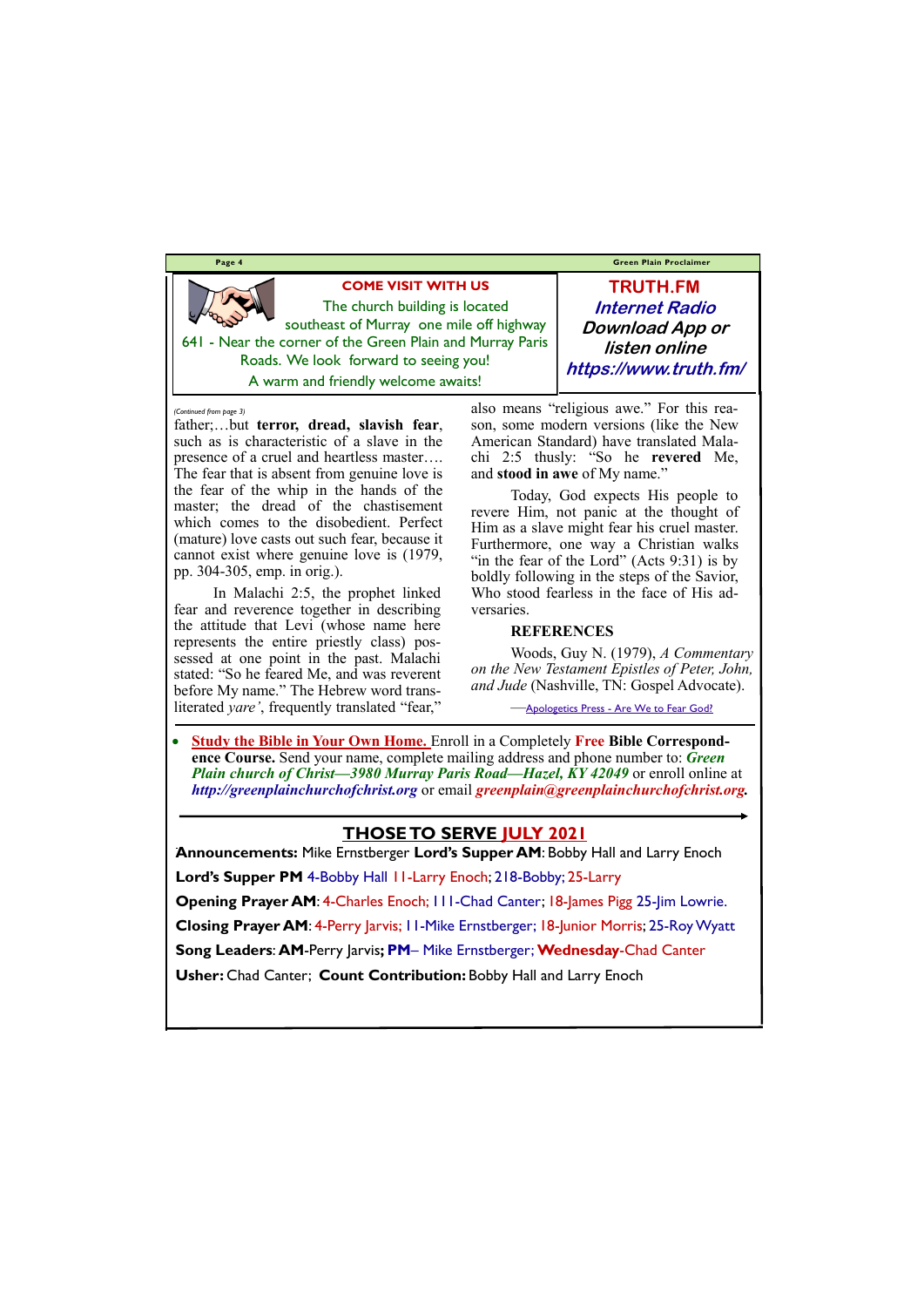**COME VISIT WITH US**

The church building is located southeast of Murray one mile off highway 641 - Near the corner of the Green Plain and Murray Paris Roads. We look forward to seeing you!

A warm and friendly welcome awaits!

**TRUTH.FM**

***Internet Radio***

***Download App or listen online***

***https://www.truth.fm/***

*(Continued from page 3)*

father;…but **terror, dread, slavish fear**, such as is characteristic of a slave in the presence of a cruel and heartless master…. The fear that is absent from genuine love is the fear of the whip in the hands of the master; the dread of the chastisement which comes to the disobedient. Perfect (mature) love casts out such fear, because it cannot exist where genuine love is (1979, pp. 304-305, emp. in orig.).

In Malachi 2:5, the prophet linked fear and reverence together in describing the attitude that Levi (whose name here represents the entire priestly class) possessed at one point in the past. Malachi stated: "So he feared Me, and was reverent before My name." The Hebrew word transliterated *yare'*, frequently translated "fear," also means "religious awe." For this reason, some modern versions (like the New American Standard) have translated Malachi 2:5 thusly: "So he **revered** Me, and **stood in awe** of My name."

Today, God expects His people to revere Him, not panic at the thought of Him as a slave might fear his cruel master. Furthermore, one way a Christian walks "in the fear of the Lord" (Acts 9:31) is by boldly following in the steps of the Savior, Who stood fearless in the face of His adversaries.

**REFERENCES**

Woods, Guy N. (1979), *A Commentary on the New Testament Epistles of Peter, John, and Jude* (Nashville, TN: Gospel Advocate).

—Apologetics Press - Are We to Fear God?

- **Study the Bible in Your Own Home.** Enroll in a Completely **Free Bible Correspondence Course.** Send your name, complete mailing address and phone number to: ***Green Plain church of Christ—3980 Murray Paris Road—Hazel, KY 42049*** or enroll online at ***http://greenplainchurchofchrist.org*** or email ***greenplain@greenplainchurchofchrist.org.***

## THOSE TO SERVE JULY 2021

**Announcements:** Mike Ernstberger **Lord's Supper AM**: Bobby Hall and Larry Enoch

**Lord's Supper PM** 4-Bobby Hall 11-Larry Enoch; 218-Bobby; 25-Larry

**Opening Prayer AM**: 4-Charles Enoch; 111-Chad Canter; 18-James Pigg 25-Jim Lowrie.

**Closing Prayer AM**: 4-Perry Jarvis; 11-Mike Ernstberger; 18-Junior Morris; 25-Roy Wyatt

**Song Leaders**: **AM**-Perry Jarvis; **PM**– Mike Ernstberger; **Wednesday**-Chad Canter

**Usher:** Chad Canter; **Count Contribution:** Bobby Hall and Larry Enoch